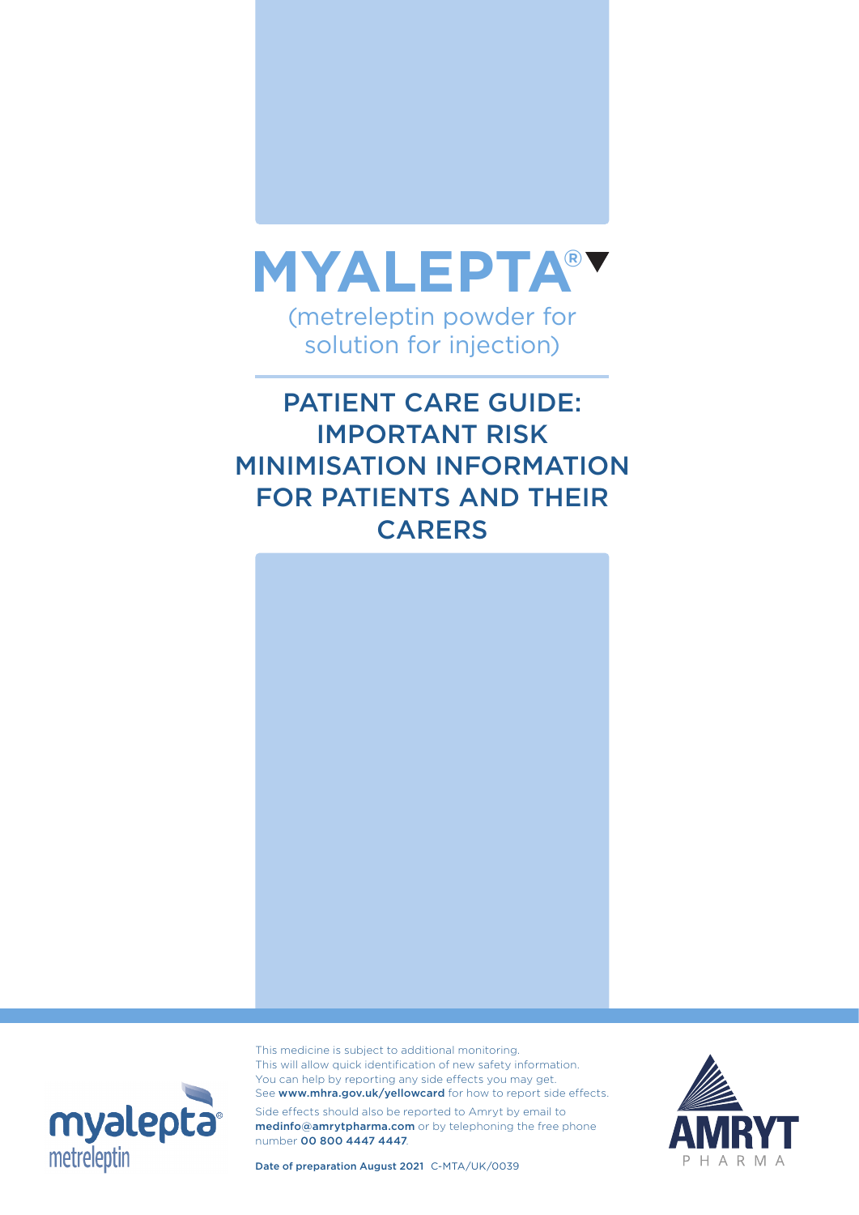# MYALEPTA®▼

(metreleptin powder for solution for injection)

## PATIENT CARE GUIDE: IMPORTANT RISK MINIMISATION INFORMATION FOR PATIENTS AND THEIR CARERS

This medicine is subject to additional monitoring. This will allow quick identification of new safety information. You can help by reporting any side effects you may get. See **www.mhra.gov.uk/yellowcard** for how to report side effects.

Side effects should also be reported to Amryt by email to **medinfo@amrytpharma.com** or by telephoning the free phone number **00 800 4447 4447**.

**Date of preparation August 2021** C-MTA/UK/0039

myalepta® metreleptin

AMRYT PHARMA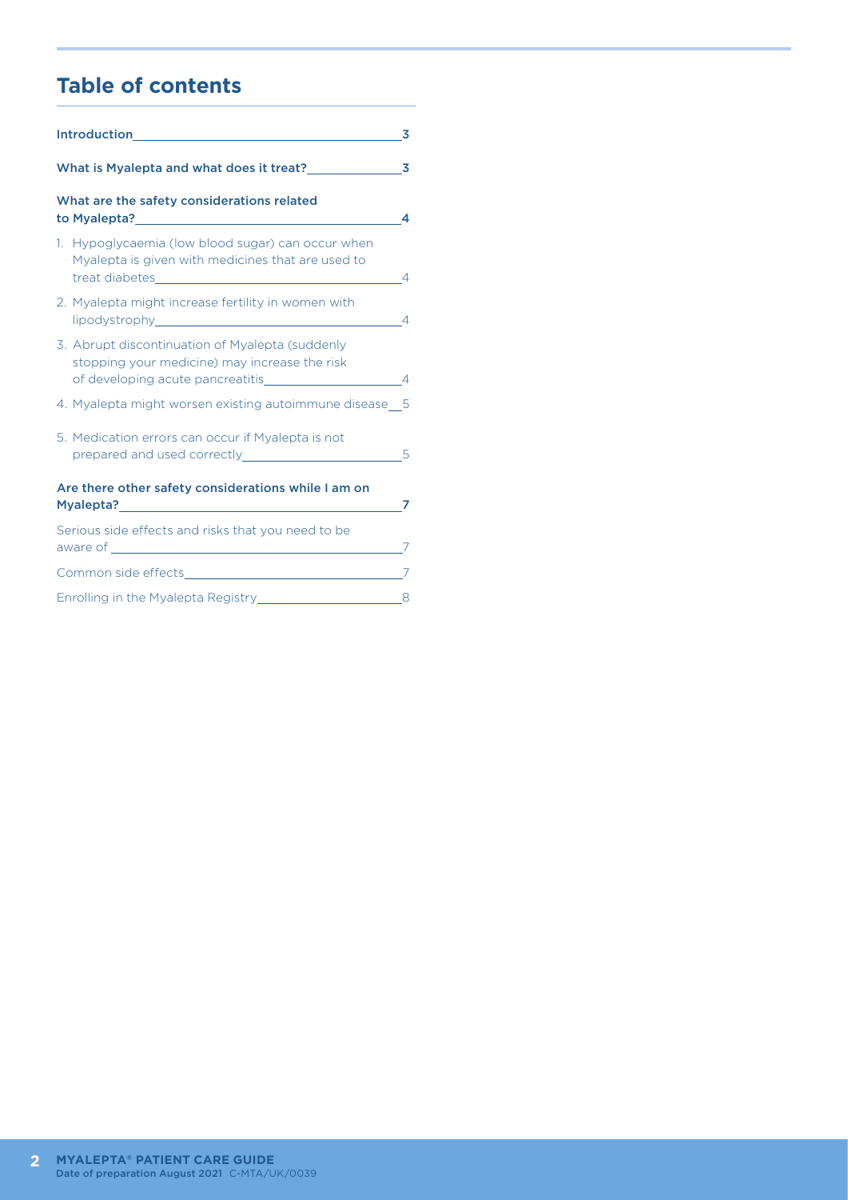## Table of contents

**Introduction** 3

**What is Myalepta and what does it treat?** 3

**What are the safety considerations related to Myalepta?** 4

1. Hypoglycaemia (low blood sugar) can occur when Myalepta is given with medicines that are used to treat diabetes 4
2. Myalepta might increase fertility in women with lipodystrophy 4
3. Abrupt discontinuation of Myalepta (suddenly stopping your medicine) may increase the risk of developing acute pancreatitis 4
4. Myalepta might worsen existing autoimmune disease 5
5. Medication errors can occur if Myalepta is not prepared and used correctly 5

**Are there other safety considerations while I am on Myalepta?** 7

Serious side effects and risks that you need to be aware of 7

Common side effects 7

Enrolling in the Myalepta Registry 8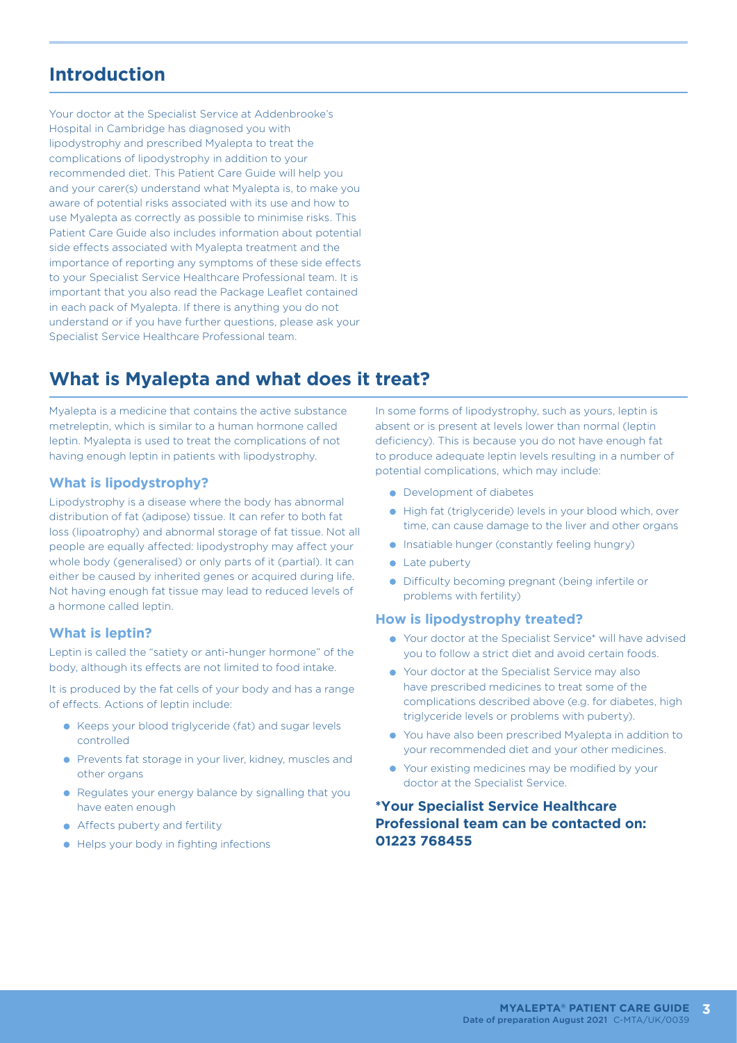## Introduction

Your doctor at the Specialist Service at Addenbrooke's Hospital in Cambridge has diagnosed you with lipodystrophy and prescribed Myalepta to treat the complications of lipodystrophy in addition to your recommended diet. This Patient Care Guide will help you and your carer(s) understand what Myalepta is, to make you aware of potential risks associated with its use and how to use Myalepta as correctly as possible to minimise risks. This Patient Care Guide also includes information about potential side effects associated with Myalepta treatment and the importance of reporting any symptoms of these side effects to your Specialist Service Healthcare Professional team. It is important that you also read the Package Leaflet contained in each pack of Myalepta. If there is anything you do not understand or if you have further questions, please ask your Specialist Service Healthcare Professional team.

## What is Myalepta and what does it treat?

Myalepta is a medicine that contains the active substance metreleptin, which is similar to a human hormone called leptin. Myalepta is used to treat the complications of not having enough leptin in patients with lipodystrophy.

### What is lipodystrophy?

Lipodystrophy is a disease where the body has abnormal distribution of fat (adipose) tissue. It can refer to both fat loss (lipoatrophy) and abnormal storage of fat tissue. Not all people are equally affected: lipodystrophy may affect your whole body (generalised) or only parts of it (partial). It can either be caused by inherited genes or acquired during life. Not having enough fat tissue may lead to reduced levels of a hormone called leptin.

### What is leptin?

Leptin is called the "satiety or anti-hunger hormone" of the body, although its effects are not limited to food intake.

It is produced by the fat cells of your body and has a range of effects. Actions of leptin include:

- Keeps your blood triglyceride (fat) and sugar levels controlled
- Prevents fat storage in your liver, kidney, muscles and other organs
- Regulates your energy balance by signalling that you have eaten enough
- Affects puberty and fertility
- Helps your body in fighting infections

In some forms of lipodystrophy, such as yours, leptin is absent or is present at levels lower than normal (leptin deficiency). This is because you do not have enough fat to produce adequate leptin levels resulting in a number of potential complications, which may include:

- Development of diabetes
- High fat (triglyceride) levels in your blood which, over time, can cause damage to the liver and other organs
- Insatiable hunger (constantly feeling hungry)
- Late puberty
- Difficulty becoming pregnant (being infertile or problems with fertility)

### How is lipodystrophy treated?

- Your doctor at the Specialist Service* will have advised you to follow a strict diet and avoid certain foods.
- Your doctor at the Specialist Service may also have prescribed medicines to treat some of the complications described above (e.g. for diabetes, high triglyceride levels or problems with puberty).
- You have also been prescribed Myalepta in addition to your recommended diet and your other medicines.
- Your existing medicines may be modified by your doctor at the Specialist Service.

**\*Your Specialist Service Healthcare Professional team can be contacted on: 01223 768455**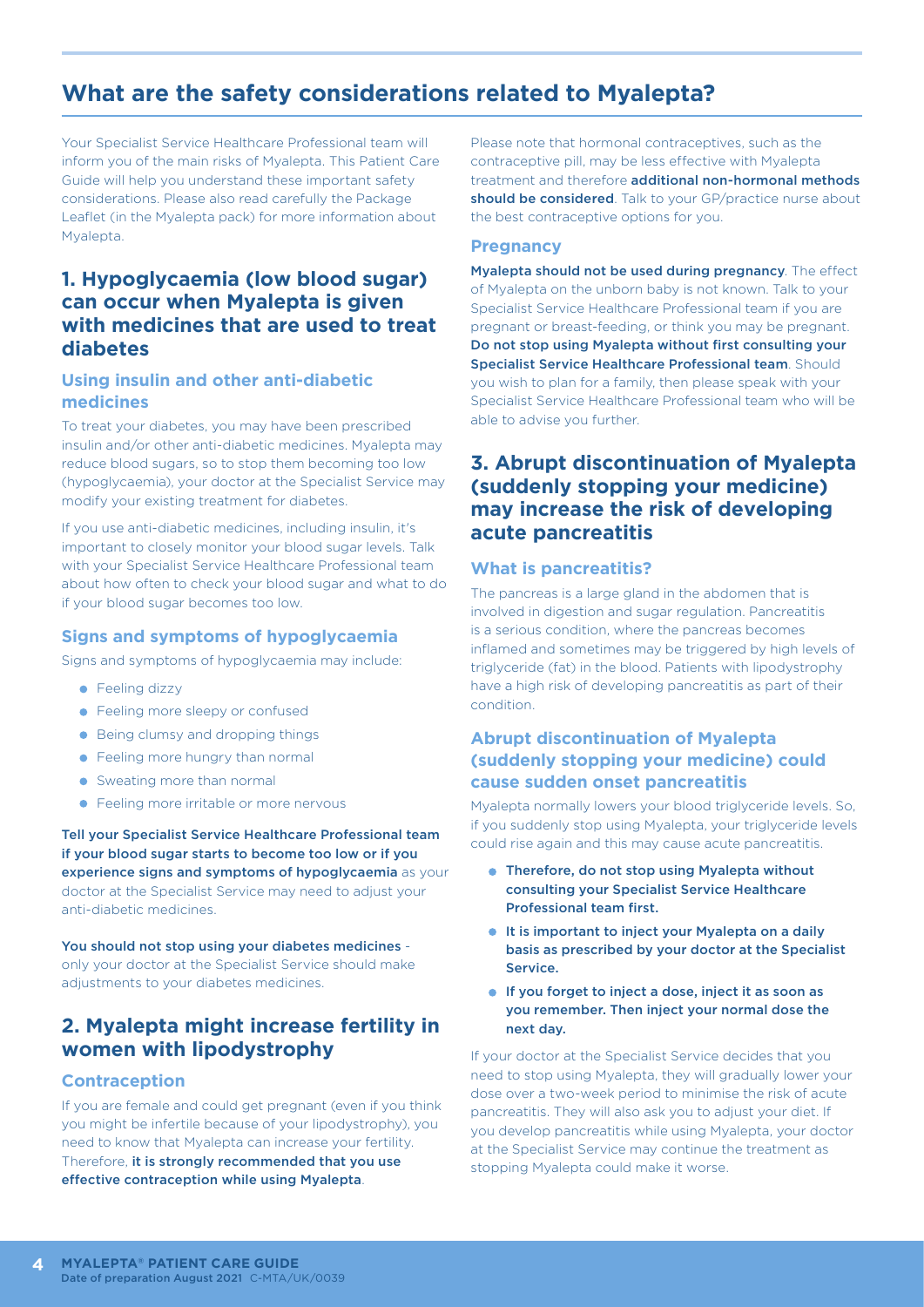# What are the safety considerations related to Myalepta?

Your Specialist Service Healthcare Professional team will inform you of the main risks of Myalepta. This Patient Care Guide will help you understand these important safety considerations. Please also read carefully the Package Leaflet (in the Myalepta pack) for more information about Myalepta.

## 1. Hypoglycaemia (low blood sugar) can occur when Myalepta is given with medicines that are used to treat diabetes

### Using insulin and other anti-diabetic medicines

To treat your diabetes, you may have been prescribed insulin and/or other anti-diabetic medicines. Myalepta may reduce blood sugars, so to stop them becoming too low (hypoglycaemia), your doctor at the Specialist Service may modify your existing treatment for diabetes.

If you use anti-diabetic medicines, including insulin, it's important to closely monitor your blood sugar levels. Talk with your Specialist Service Healthcare Professional team about how often to check your blood sugar and what to do if your blood sugar becomes too low.

### Signs and symptoms of hypoglycaemia

Signs and symptoms of hypoglycaemia may include:

- Feeling dizzy
- Feeling more sleepy or confused
- Being clumsy and dropping things
- Feeling more hungry than normal
- Sweating more than normal
- Feeling more irritable or more nervous

**Tell your Specialist Service Healthcare Professional team if your blood sugar starts to become too low or if you experience signs and symptoms of hypoglycaemia** as your doctor at the Specialist Service may need to adjust your anti-diabetic medicines.

**You should not stop using your diabetes medicines** - only your doctor at the Specialist Service should make adjustments to your diabetes medicines.

## 2. Myalepta might increase fertility in women with lipodystrophy

### Contraception

If you are female and could get pregnant (even if you think you might be infertile because of your lipodystrophy), you need to know that Myalepta can increase your fertility. Therefore, **it is strongly recommended that you use effective contraception while using Myalepta**.

Please note that hormonal contraceptives, such as the contraceptive pill, may be less effective with Myalepta treatment and therefore **additional non-hormonal methods should be considered**. Talk to your GP/practice nurse about the best contraceptive options for you.

### Pregnancy

**Myalepta should not be used during pregnancy**. The effect of Myalepta on the unborn baby is not known. Talk to your Specialist Service Healthcare Professional team if you are pregnant or breast-feeding, or think you may be pregnant. **Do not stop using Myalepta without first consulting your Specialist Service Healthcare Professional team**. Should you wish to plan for a family, then please speak with your Specialist Service Healthcare Professional team who will be able to advise you further.

## 3. Abrupt discontinuation of Myalepta (suddenly stopping your medicine) may increase the risk of developing acute pancreatitis

### What is pancreatitis?

The pancreas is a large gland in the abdomen that is involved in digestion and sugar regulation. Pancreatitis is a serious condition, where the pancreas becomes inflamed and sometimes may be triggered by high levels of triglyceride (fat) in the blood. Patients with lipodystrophy have a high risk of developing pancreatitis as part of their condition.

### Abrupt discontinuation of Myalepta (suddenly stopping your medicine) could cause sudden onset pancreatitis

Myalepta normally lowers your blood triglyceride levels. So, if you suddenly stop using Myalepta, your triglyceride levels could rise again and this may cause acute pancreatitis.

- **Therefore, do not stop using Myalepta without consulting your Specialist Service Healthcare Professional team first.**
- **It is important to inject your Myalepta on a daily basis as prescribed by your doctor at the Specialist Service.**
- **If you forget to inject a dose, inject it as soon as you remember. Then inject your normal dose the next day.**

If your doctor at the Specialist Service decides that you need to stop using Myalepta, they will gradually lower your dose over a two-week period to minimise the risk of acute pancreatitis. They will also ask you to adjust your diet. If you develop pancreatitis while using Myalepta, your doctor at the Specialist Service may continue the treatment as stopping Myalepta could make it worse.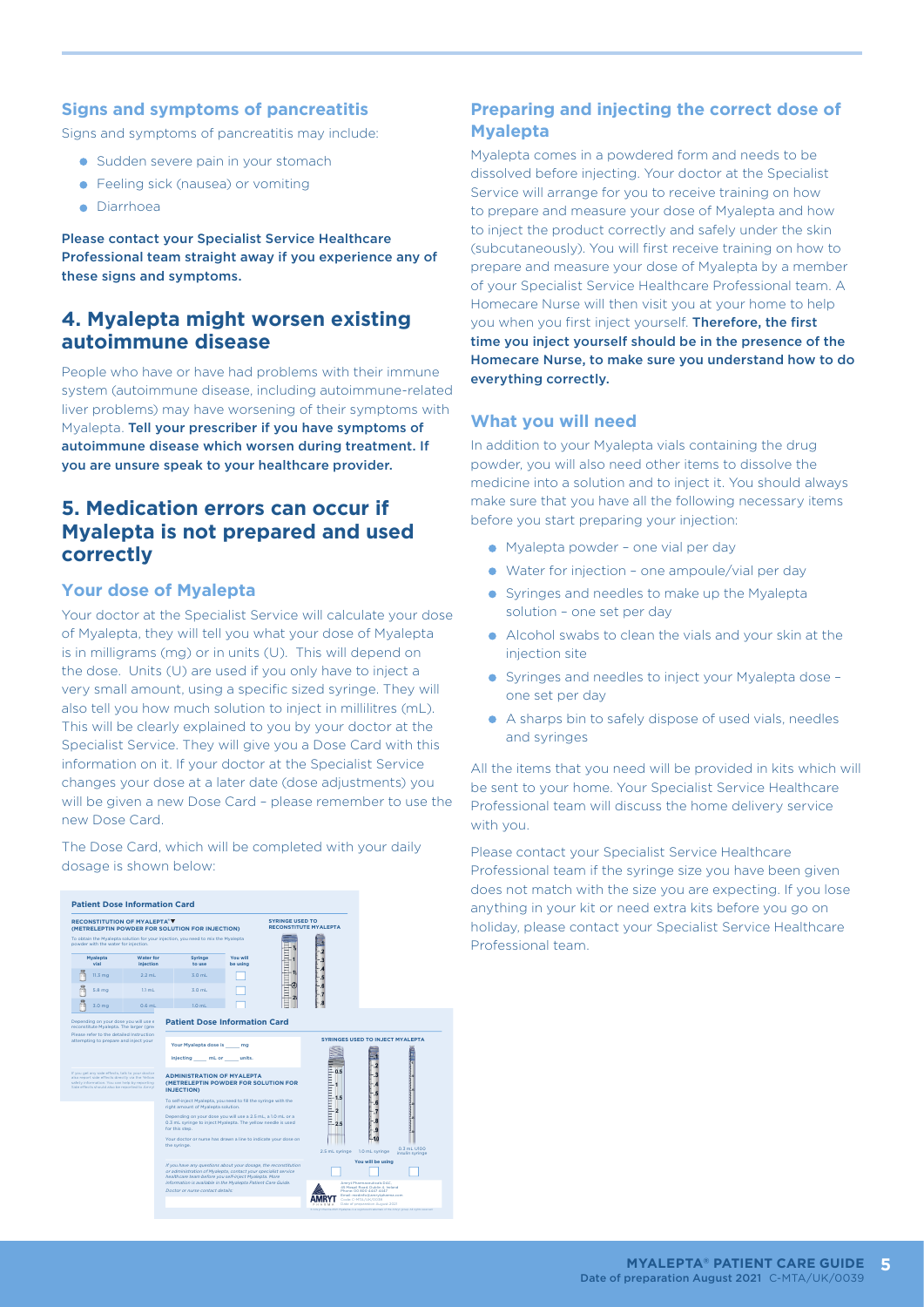### Signs and symptoms of pancreatitis

Signs and symptoms of pancreatitis may include:

- Sudden severe pain in your stomach
- Feeling sick (nausea) or vomiting
- Diarrhoea

**Please contact your Specialist Service Healthcare Professional team straight away if you experience any of these signs and symptoms.**

## 4. Myalepta might worsen existing autoimmune disease

People who have or have had problems with their immune system (autoimmune disease, including autoimmune-related liver problems) may have worsening of their symptoms with Myalepta. **Tell your prescriber if you have symptoms of autoimmune disease which worsen during treatment. If you are unsure speak to your healthcare provider.**

## 5. Medication errors can occur if Myalepta is not prepared and used correctly

### Your dose of Myalepta

Your doctor at the Specialist Service will calculate your dose of Myalepta, they will tell you what your dose of Myalepta is in milligrams (mg) or in units (U). This will depend on the dose. Units (U) are used if you only have to inject a very small amount, using a specific sized syringe. They will also tell you how much solution to inject in millilitres (mL). This will be clearly explained to you by your doctor at the Specialist Service. They will give you a Dose Card with this information on it. If your doctor at the Specialist Service changes your dose at a later date (dose adjustments) you will be given a new Dose Card – please remember to use the new Dose Card.

The Dose Card, which will be completed with your daily dosage is shown below:

**Patient Dose Information Card**

**RECONSTITUTION OF MYALEPTA® ▼ (METRELEPTIN POWDER FOR SOLUTION FOR INJECTION)**

To obtain the Myalepta solution for your injection, you need to mix the Myalepta powder with the water for injection.

| Myalepta vial | Water for injection | Syringe to use | You will be using |
|---|---|---|---|
| 11.3 mg | 2.2 mL | 3.0 mL | ☐ |
| 5.8 mg | 1.1 mL | 3.0 mL | ☐ |
| 3.0 mg | 0.6 mL | 1.0 mL | ☐ |

SYRINGE USED TO RECONSTITUTE MYALEPTA

**Patient Dose Information Card**

Your Myalepta dose is _____ mg

Injecting _____ mL or _____ units.

**ADMINISTRATION OF MYALEPTA (METRELEPTIN POWDER FOR SOLUTION FOR INJECTION)**

To self-inject Myalepta, you need to fill the syringe with the right amount of Myalepta solution.

Depending on your dose you will use a 2.5 mL, a 1.0 mL or a 0.3 mL syringe to inject Myalepta. The yellow needle is used for this step.

Your doctor or nurse has drawn a line to indicate your dose on this syringe.

*If you have any questions about your dosage, the reconstitution or administration of Myalepta, contact your specialist service healthcare team before you self-inject Myalepta. More information is available in the Myalepta Patient Care Guide.*

*Doctor or nurse contact details:*

SYRINGES USED TO INJECT MYALEPTA

| 2.5 mL syringe | 1.0 mL syringe | 0.3 mL U100 insulin syringe |
|---|---|---|
| ☐ | ☐ | ☐ |

You will be using

## Preparing and injecting the correct dose of Myalepta

Myalepta comes in a powdered form and needs to be dissolved before injecting. Your doctor at the Specialist Service will arrange for you to receive training on how to prepare and measure your dose of Myalepta and how to inject the product correctly and safely under the skin (subcutaneously). You will first receive training on how to prepare and measure your dose of Myalepta by a member of your Specialist Service Healthcare Professional team. A Homecare Nurse will then visit you at your home to help you when you first inject yourself. **Therefore, the first time you inject yourself should be in the presence of the Homecare Nurse, to make sure you understand how to do everything correctly.**

### What you will need

In addition to your Myalepta vials containing the drug powder, you will also need other items to dissolve the medicine into a solution and to inject it. You should always make sure that you have all the following necessary items before you start preparing your injection:

- Myalepta powder – one vial per day
- Water for injection – one ampoule/vial per day
- Syringes and needles to make up the Myalepta solution – one set per day
- Alcohol swabs to clean the vials and your skin at the injection site
- Syringes and needles to inject your Myalepta dose – one set per day
- A sharps bin to safely dispose of used vials, needles and syringes

All the items that you need will be provided in kits which will be sent to your home. Your Specialist Service Healthcare Professional team will discuss the home delivery service with you.

Please contact your Specialist Service Healthcare Professional team if the syringe size you have been given does not match with the size you are expecting. If you lose anything in your kit or need extra kits before you go on holiday, please contact your Specialist Service Healthcare Professional team.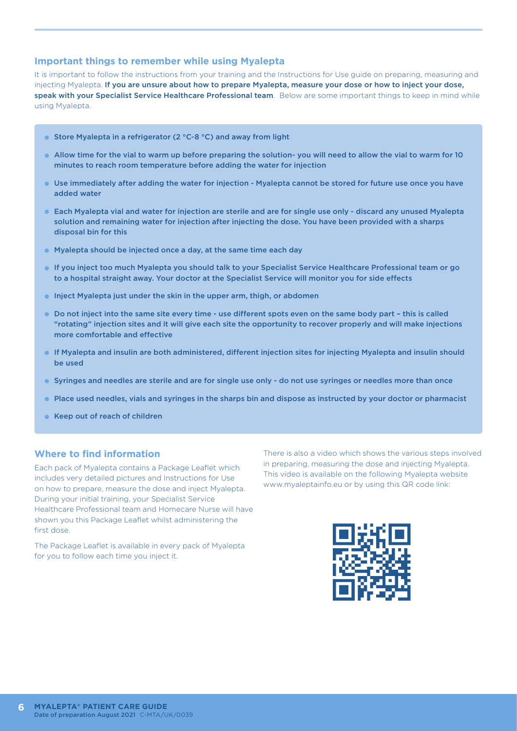## Important things to remember while using Myalepta

It is important to follow the instructions from your training and the Instructions for Use guide on preparing, measuring and injecting Myalepta. **If you are unsure about how to prepare Myalepta, measure your dose or how to inject your dose, speak with your Specialist Service Healthcare Professional team**. Below are some important things to keep in mind while using Myalepta.

- Store Myalepta in a refrigerator (2 °C-8 °C) and away from light
- Allow time for the vial to warm up before preparing the solution- you will need to allow the vial to warm for 10 minutes to reach room temperature before adding the water for injection
- Use immediately after adding the water for injection - Myalepta cannot be stored for future use once you have added water
- Each Myalepta vial and water for injection are sterile and are for single use only - discard any unused Myalepta solution and remaining water for injection after injecting the dose. You have been provided with a sharps disposal bin for this
- Myalepta should be injected once a day, at the same time each day
- If you inject too much Myalepta you should talk to your Specialist Service Healthcare Professional team or go to a hospital straight away. Your doctor at the Specialist Service will monitor you for side effects
- Inject Myalepta just under the skin in the upper arm, thigh, or abdomen
- Do not inject into the same site every time - use different spots even on the same body part – this is called "rotating" injection sites and it will give each site the opportunity to recover properly and will make injections more comfortable and effective
- If Myalepta and insulin are both administered, different injection sites for injecting Myalepta and insulin should be used
- Syringes and needles are sterile and are for single use only - do not use syringes or needles more than once
- Place used needles, vials and syringes in the sharps bin and dispose as instructed by your doctor or pharmacist
- Keep out of reach of children

## Where to find information

Each pack of Myalepta contains a Package Leaflet which includes very detailed pictures and Instructions for Use on how to prepare, measure the dose and inject Myalepta. During your initial training, your Specialist Service Healthcare Professional team and Homecare Nurse will have shown you this Package Leaflet whilst administering the first dose.

The Package Leaflet is available in every pack of Myalepta for you to follow each time you inject it.

There is also a video which shows the various steps involved in preparing, measuring the dose and injecting Myalepta. This video is available on the following Myalepta website www.myaleptainfo.eu or by using this QR code link:

**MYALEPTA® PATIENT CARE GUIDE**
Date of preparation August 2021 C-MTA/UK/0039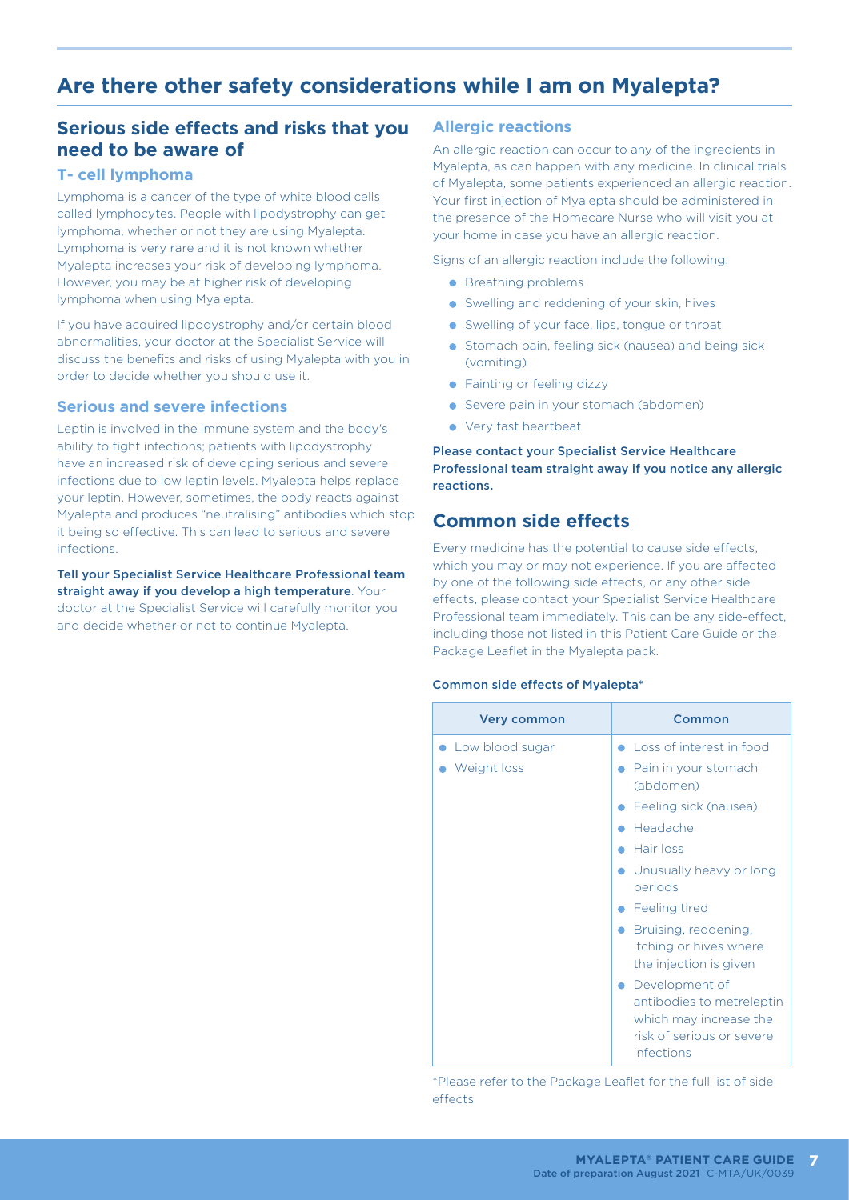# Are there other safety considerations while I am on Myalepta?

## Serious side effects and risks that you need to be aware of

### T- cell lymphoma

Lymphoma is a cancer of the type of white blood cells called lymphocytes. People with lipodystrophy can get lymphoma, whether or not they are using Myalepta. Lymphoma is very rare and it is not known whether Myalepta increases your risk of developing lymphoma. However, you may be at higher risk of developing lymphoma when using Myalepta.

If you have acquired lipodystrophy and/or certain blood abnormalities, your doctor at the Specialist Service will discuss the benefits and risks of using Myalepta with you in order to decide whether you should use it.

### Serious and severe infections

Leptin is involved in the immune system and the body's ability to fight infections; patients with lipodystrophy have an increased risk of developing serious and severe infections due to low leptin levels. Myalepta helps replace your leptin. However, sometimes, the body reacts against Myalepta and produces "neutralising" antibodies which stop it being so effective. This can lead to serious and severe infections.

**Tell your Specialist Service Healthcare Professional team straight away if you develop a high temperature**. Your doctor at the Specialist Service will carefully monitor you and decide whether or not to continue Myalepta.

### Allergic reactions

An allergic reaction can occur to any of the ingredients in Myalepta, as can happen with any medicine. In clinical trials of Myalepta, some patients experienced an allergic reaction. Your first injection of Myalepta should be administered in the presence of the Homecare Nurse who will visit you at your home in case you have an allergic reaction.

Signs of an allergic reaction include the following:

- Breathing problems
- Swelling and reddening of your skin, hives
- Swelling of your face, lips, tongue or throat
- Stomach pain, feeling sick (nausea) and being sick (vomiting)
- Fainting or feeling dizzy
- Severe pain in your stomach (abdomen)
- Very fast heartbeat

**Please contact your Specialist Service Healthcare Professional team straight away if you notice any allergic reactions.**

## Common side effects

Every medicine has the potential to cause side effects, which you may or may not experience. If you are affected by one of the following side effects, or any other side effects, please contact your Specialist Service Healthcare Professional team immediately. This can be any side-effect, including those not listed in this Patient Care Guide or the Package Leaflet in the Myalepta pack.

**Common side effects of Myalepta***

| Very common | Common |
|---|---|
| • Low blood sugar<br>• Weight loss | • Loss of interest in food<br>• Pain in your stomach (abdomen)<br>• Feeling sick (nausea)<br>• Headache<br>• Hair loss<br>• Unusually heavy or long periods<br>• Feeling tired<br>• Bruising, reddening, itching or hives where the injection is given<br>• Development of antibodies to metreleptin which may increase the risk of serious or severe infections |

*Please refer to the Package Leaflet for the full list of side effects

Date of preparation August 2021 C-MTA/UK/0039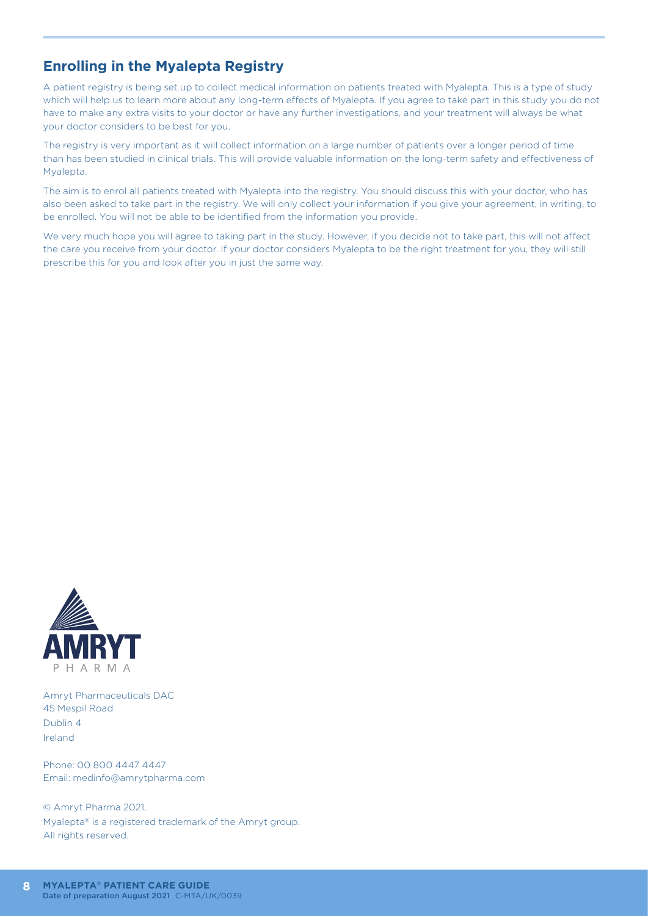## Enrolling in the Myalepta Registry

A patient registry is being set up to collect medical information on patients treated with Myalepta. This is a type of study which will help us to learn more about any long-term effects of Myalepta. If you agree to take part in this study you do not have to make any extra visits to your doctor or have any further investigations, and your treatment will always be what your doctor considers to be best for you.

The registry is very important as it will collect information on a large number of patients over a longer period of time than has been studied in clinical trials. This will provide valuable information on the long-term safety and effectiveness of Myalepta.

The aim is to enrol all patients treated with Myalepta into the registry. You should discuss this with your doctor, who has also been asked to take part in the registry. We will only collect your information if you give your agreement, in writing, to be enrolled. You will not be able to be identified from the information you provide.

We very much hope you will agree to taking part in the study. However, if you decide not to take part, this will not affect the care you receive from your doctor. If your doctor considers Myalepta to be the right treatment for you, they will still prescribe this for you and look after you in just the same way.

AMRYT PHARMA

Amryt Pharmaceuticals DAC
45 Mespil Road
Dublin 4
Ireland

Phone: 00 800 4447 4447
Email: medinfo@amrytpharma.com

© Amryt Pharma 2021.
Myalepta® is a registered trademark of the Amryt group.
All rights reserved.

**MYALEPTA® PATIENT CARE GUIDE**
Date of preparation August 2021 C-MTA/UK/0039